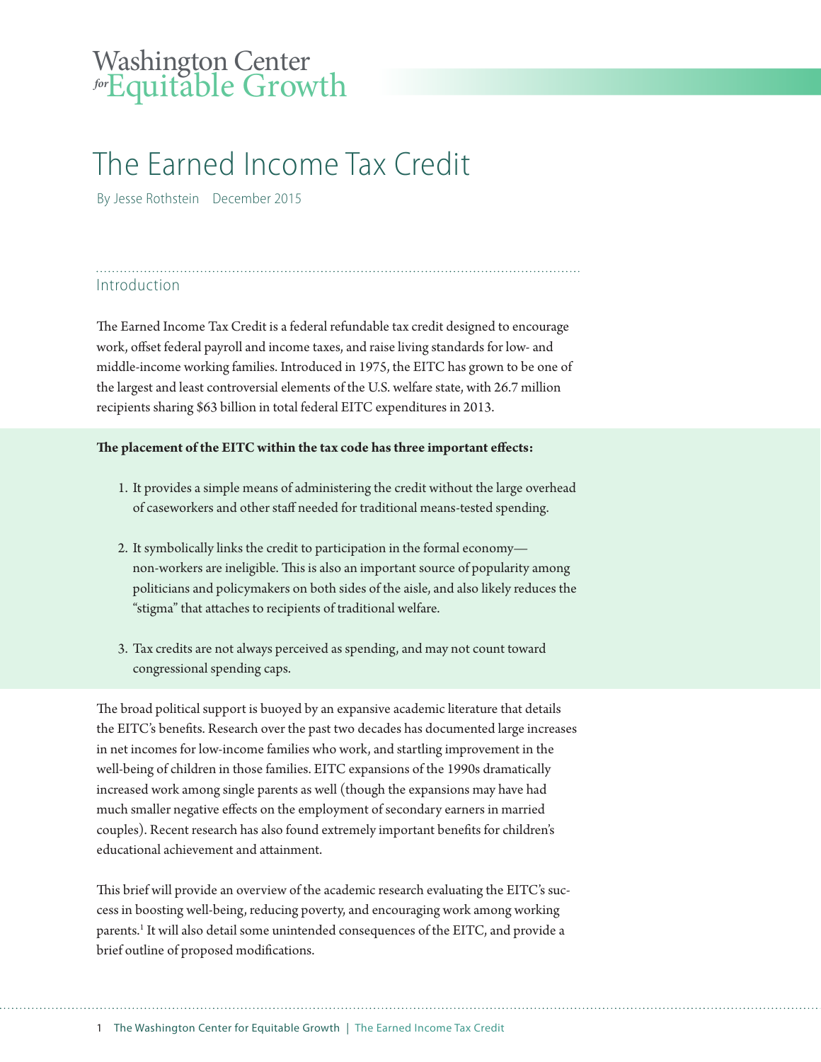Washington Center *for* Equitable Growth

# The Earned Income Tax Credit

By Jesse Rothstein December 2015

## Introduction

The Earned Income Tax Credit is a federal refundable tax credit designed to encourage work, offset federal payroll and income taxes, and raise living standards for low- and middle-income working families. Introduced in 1975, the EITC has grown to be one of the largest and least controversial elements of the U.S. welfare state, with 26.7 million recipients sharing $63 billion in total federal EITC expenditures in 2013.

**The placement of the EITC within the tax code has three important effects:**

1. It provides a simple means of administering the credit without the large overhead of caseworkers and other staff needed for traditional means-tested spending.

2. It symbolically links the credit to participation in the formal economy—non-workers are ineligible. This is also an important source of popularity among politicians and policymakers on both sides of the aisle, and also likely reduces the "stigma" that attaches to recipients of traditional welfare.

3. Tax credits are not always perceived as spending, and may not count toward congressional spending caps.

The broad political support is buoyed by an expansive academic literature that details the EITC's benefits. Research over the past two decades has documented large increases in net incomes for low-income families who work, and startling improvement in the well-being of children in those families. EITC expansions of the 1990s dramatically increased work among single parents as well (though the expansions may have had much smaller negative effects on the employment of secondary earners in married couples). Recent research has also found extremely important benefits for children's educational achievement and attainment.

This brief will provide an overview of the academic research evaluating the EITC's success in boosting well-being, reducing poverty, and encouraging work among working parents.[1] It will also detail some unintended consequences of the EITC, and provide a brief outline of proposed modifications.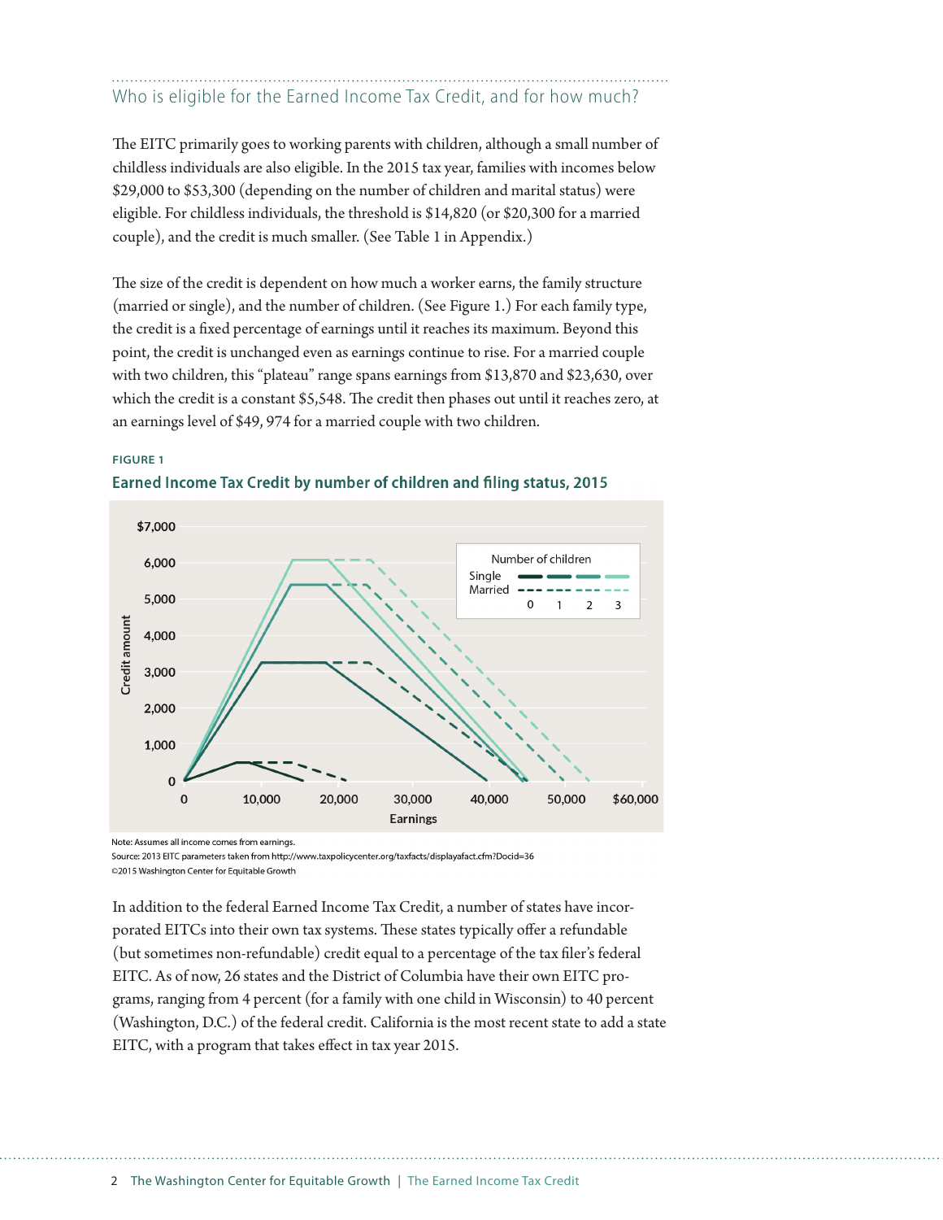## Who is eligible for the Earned Income Tax Credit, and for how much?

The EITC primarily goes to working parents with children, although a small number of childless individuals are also eligible. In the 2015 tax year, families with incomes below $29,000 to $53,300 (depending on the number of children and marital status) were eligible. For childless individuals, the threshold is $14,820 (or $20,300 for a married couple), and the credit is much smaller. (See Table 1 in Appendix.)

The size of the credit is dependent on how much a worker earns, the family structure (married or single), and the number of children. (See Figure 1.) For each family type, the credit is a fixed percentage of earnings until it reaches its maximum. Beyond this point, the credit is unchanged even as earnings continue to rise. For a married couple with two children, this "plateau" range spans earnings from $13,870 and $23,630, over which the credit is a constant $5,548. The credit then phases out until it reaches zero, at an earnings level of $49, 974 for a married couple with two children.

**FIGURE 1**

**Earned Income Tax Credit by number of children and filing status, 2015**

Note: Assumes all income comes from earnings.
Source: 2013 EITC parameters taken from http://www.taxpolicycenter.org/taxfacts/displayafact.cfm?Docid=36
©2015 Washington Center for Equitable Growth

In addition to the federal Earned Income Tax Credit, a number of states have incorporated EITCs into their own tax systems. These states typically offer a refundable (but sometimes non-refundable) credit equal to a percentage of the tax filer's federal EITC. As of now, 26 states and the District of Columbia have their own EITC programs, ranging from 4 percent (for a family with one child in Wisconsin) to 40 percent (Washington, D.C.) of the federal credit. California is the most recent state to add a state EITC, with a program that takes effect in tax year 2015.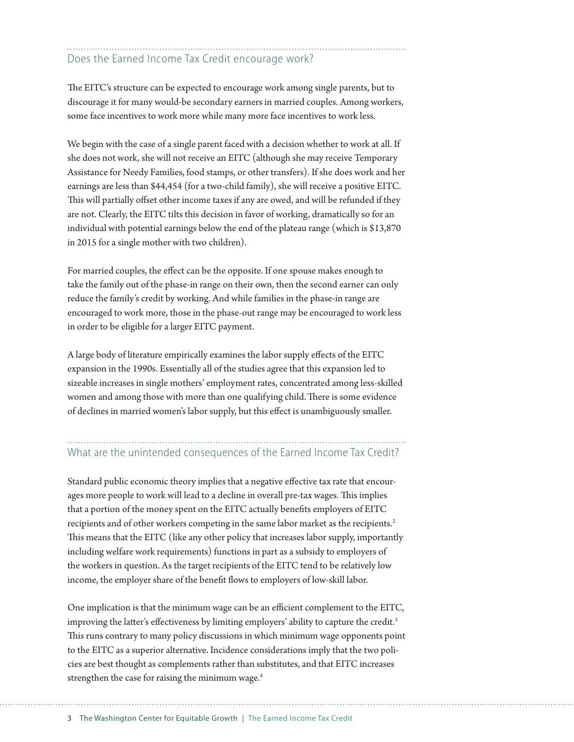## Does the Earned Income Tax Credit encourage work?

The EITC's structure can be expected to encourage work among single parents, but to discourage it for many would-be secondary earners in married couples. Among workers, some face incentives to work more while many more face incentives to work less.

We begin with the case of a single parent faced with a decision whether to work at all. If she does not work, she will not receive an EITC (although she may receive Temporary Assistance for Needy Families, food stamps, or other transfers). If she does work and her earnings are less than $44,454 (for a two-child family), she will receive a positive EITC. This will partially offset other income taxes if any are owed, and will be refunded if they are not. Clearly, the EITC tilts this decision in favor of working, dramatically so for an individual with potential earnings below the end of the plateau range (which is $13,870 in 2015 for a single mother with two children).

For married couples, the effect can be the opposite. If one spouse makes enough to take the family out of the phase-in range on their own, then the second earner can only reduce the family's credit by working. And while families in the phase-in range are encouraged to work more, those in the phase-out range may be encouraged to work less in order to be eligible for a larger EITC payment.

A large body of literature empirically examines the labor supply effects of the EITC expansion in the 1990s. Essentially all of the studies agree that this expansion led to sizeable increases in single mothers' employment rates, concentrated among less-skilled women and among those with more than one qualifying child. There is some evidence of declines in married women's labor supply, but this effect is unambiguously smaller.

## What are the unintended consequences of the Earned Income Tax Credit?

Standard public economic theory implies that a negative effective tax rate that encourages more people to work will lead to a decline in overall pre-tax wages. This implies that a portion of the money spent on the EITC actually benefits employers of EITC recipients and of other workers competing in the same labor market as the recipients.[2] This means that the EITC (like any other policy that increases labor supply, importantly including welfare work requirements) functions in part as a subsidy to employers of the workers in question. As the target recipients of the EITC tend to be relatively low income, the employer share of the benefit flows to employers of low-skill labor.

One implication is that the minimum wage can be an efficient complement to the EITC, improving the latter's effectiveness by limiting employers' ability to capture the credit.[3] This runs contrary to many policy discussions in which minimum wage opponents point to the EITC as a superior alternative. Incidence considerations imply that the two policies are best thought as complements rather than substitutes, and that EITC increases strengthen the case for raising the minimum wage.[4]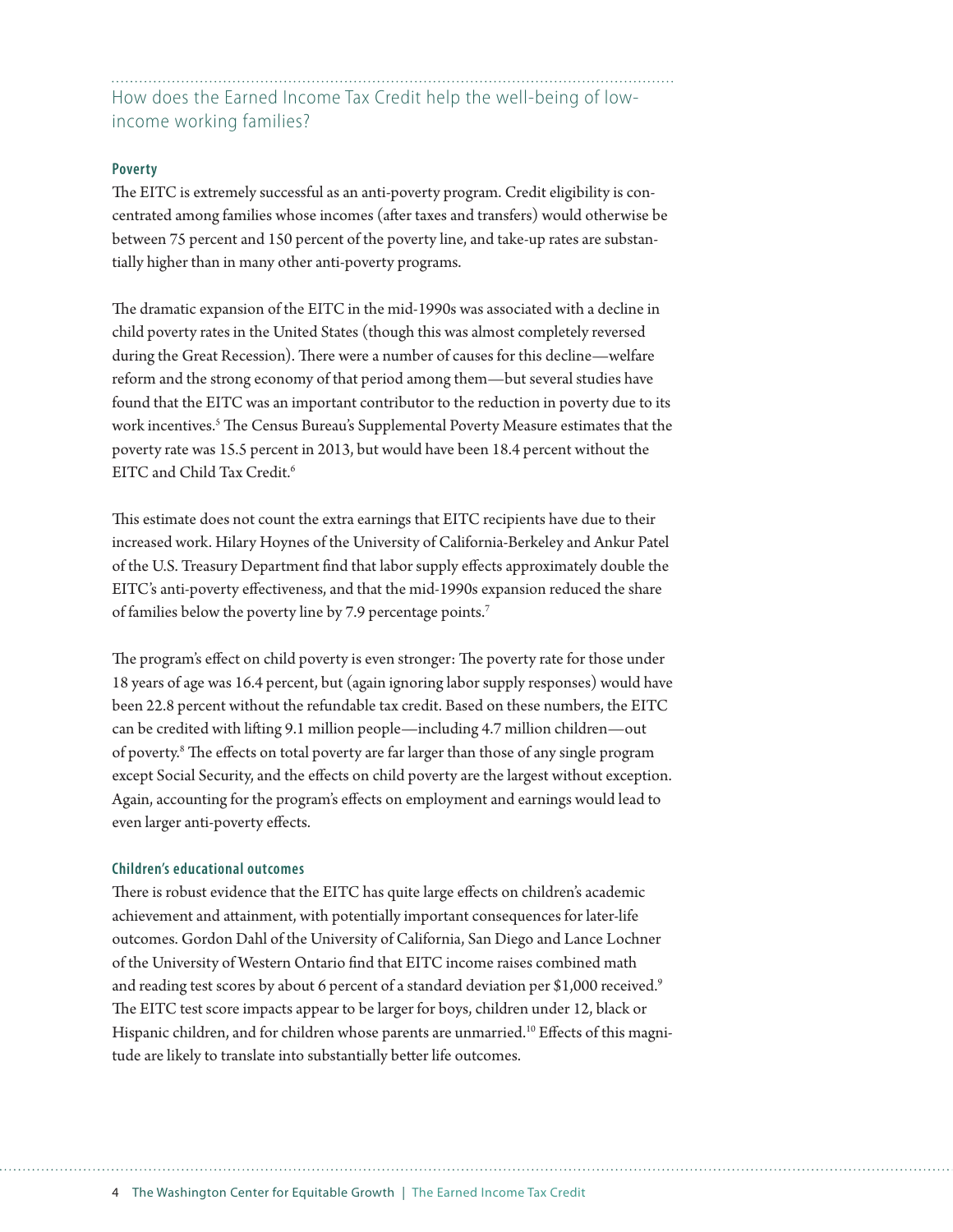## How does the Earned Income Tax Credit help the well-being of low-income working families?

### Poverty

The EITC is extremely successful as an anti-poverty program. Credit eligibility is concentrated among families whose incomes (after taxes and transfers) would otherwise be between 75 percent and 150 percent of the poverty line, and take-up rates are substantially higher than in many other anti-poverty programs.

The dramatic expansion of the EITC in the mid-1990s was associated with a decline in child poverty rates in the United States (though this was almost completely reversed during the Great Recession). There were a number of causes for this decline—welfare reform and the strong economy of that period among them—but several studies have found that the EITC was an important contributor to the reduction in poverty due to its work incentives.[5] The Census Bureau's Supplemental Poverty Measure estimates that the poverty rate was 15.5 percent in 2013, but would have been 18.4 percent without the EITC and Child Tax Credit.[6]

This estimate does not count the extra earnings that EITC recipients have due to their increased work. Hilary Hoynes of the University of California-Berkeley and Ankur Patel of the U.S. Treasury Department find that labor supply effects approximately double the EITC's anti-poverty effectiveness, and that the mid-1990s expansion reduced the share of families below the poverty line by 7.9 percentage points.[7]

The program's effect on child poverty is even stronger: The poverty rate for those under 18 years of age was 16.4 percent, but (again ignoring labor supply responses) would have been 22.8 percent without the refundable tax credit. Based on these numbers, the EITC can be credited with lifting 9.1 million people—including 4.7 million children—out of poverty.[8] The effects on total poverty are far larger than those of any single program except Social Security, and the effects on child poverty are the largest without exception. Again, accounting for the program's effects on employment and earnings would lead to even larger anti-poverty effects.

### Children's educational outcomes

There is robust evidence that the EITC has quite large effects on children's academic achievement and attainment, with potentially important consequences for later-life outcomes. Gordon Dahl of the University of California, San Diego and Lance Lochner of the University of Western Ontario find that EITC income raises combined math and reading test scores by about 6 percent of a standard deviation per $1,000 received.[9] The EITC test score impacts appear to be larger for boys, children under 12, black or Hispanic children, and for children whose parents are unmarried.[10] Effects of this magnitude are likely to translate into substantially better life outcomes.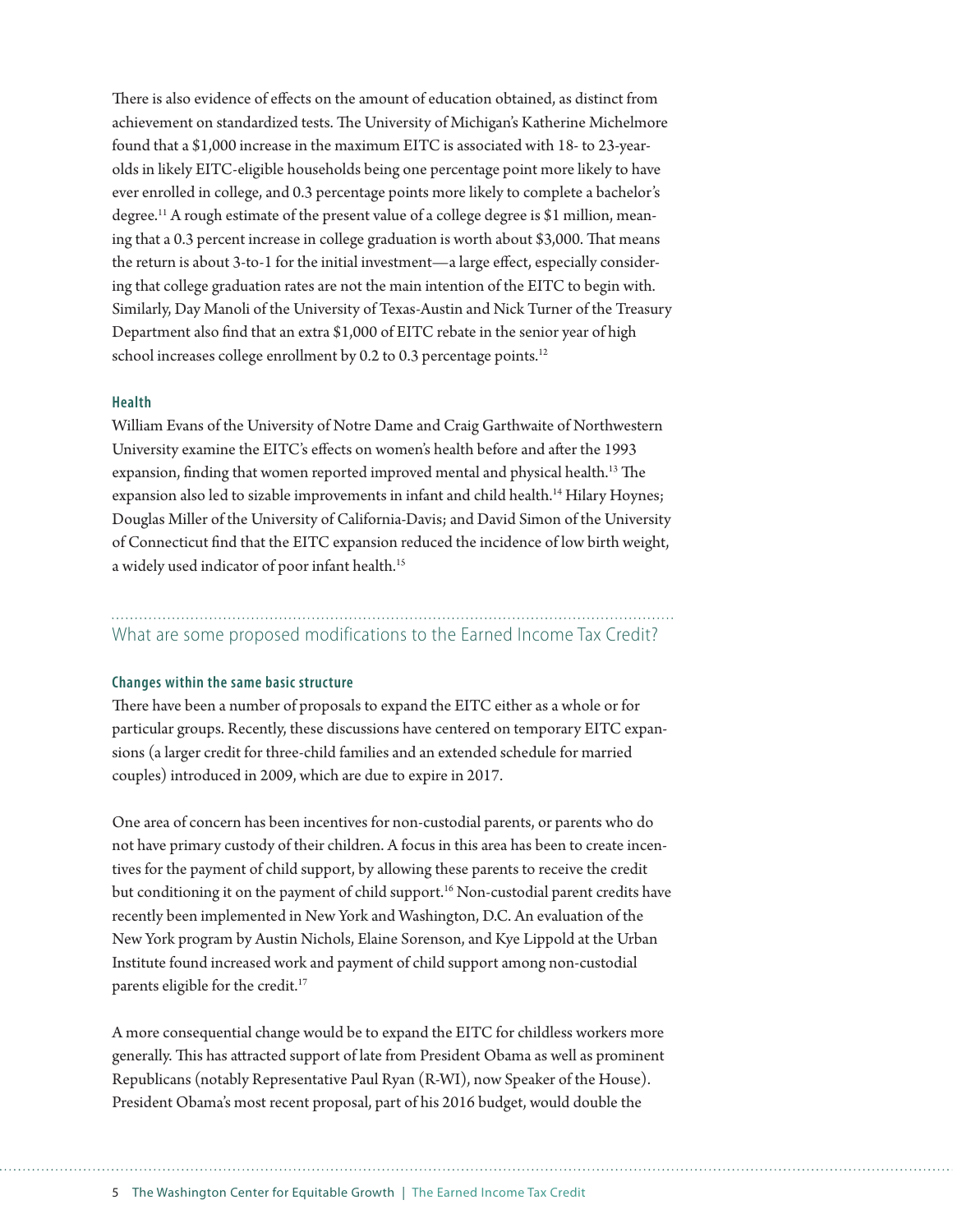There is also evidence of effects on the amount of education obtained, as distinct from achievement on standardized tests. The University of Michigan's Katherine Michelmore found that a $1,000 increase in the maximum EITC is associated with 18- to 23-year-olds in likely EITC-eligible households being one percentage point more likely to have ever enrolled in college, and 0.3 percentage points more likely to complete a bachelor's degree.[11] A rough estimate of the present value of a college degree is $1 million, meaning that a 0.3 percent increase in college graduation is worth about $3,000. That means the return is about 3-to-1 for the initial investment—a large effect, especially considering that college graduation rates are not the main intention of the EITC to begin with. Similarly, Day Manoli of the University of Texas-Austin and Nick Turner of the Treasury Department also find that an extra $1,000 of EITC rebate in the senior year of high school increases college enrollment by 0.2 to 0.3 percentage points.[12]

#### Health

William Evans of the University of Notre Dame and Craig Garthwaite of Northwestern University examine the EITC's effects on women's health before and after the 1993 expansion, finding that women reported improved mental and physical health.[13] The expansion also led to sizable improvements in infant and child health.[14] Hilary Hoynes; Douglas Miller of the University of California-Davis; and David Simon of the University of Connecticut find that the EITC expansion reduced the incidence of low birth weight, a widely used indicator of poor infant health.[15]

## What are some proposed modifications to the Earned Income Tax Credit?

#### Changes within the same basic structure

There have been a number of proposals to expand the EITC either as a whole or for particular groups. Recently, these discussions have centered on temporary EITC expansions (a larger credit for three-child families and an extended schedule for married couples) introduced in 2009, which are due to expire in 2017.

One area of concern has been incentives for non-custodial parents, or parents who do not have primary custody of their children. A focus in this area has been to create incentives for the payment of child support, by allowing these parents to receive the credit but conditioning it on the payment of child support.[16] Non-custodial parent credits have recently been implemented in New York and Washington, D.C. An evaluation of the New York program by Austin Nichols, Elaine Sorenson, and Kye Lippold at the Urban Institute found increased work and payment of child support among non-custodial parents eligible for the credit.[17]

A more consequential change would be to expand the EITC for childless workers more generally. This has attracted support of late from President Obama as well as prominent Republicans (notably Representative Paul Ryan (R-WI), now Speaker of the House). President Obama's most recent proposal, part of his 2016 budget, would double the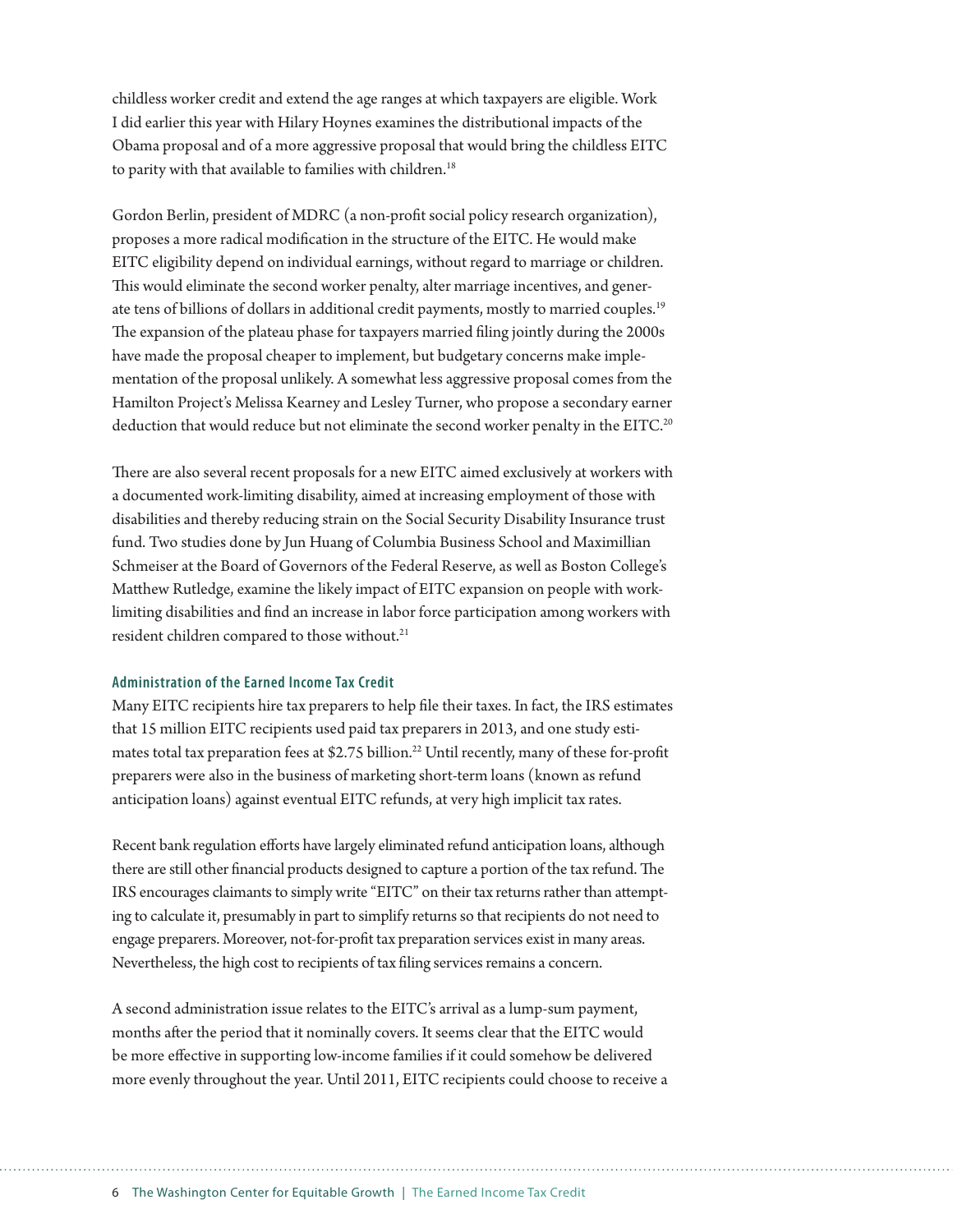childless worker credit and extend the age ranges at which taxpayers are eligible. Work I did earlier this year with Hilary Hoynes examines the distributional impacts of the Obama proposal and of a more aggressive proposal that would bring the childless EITC to parity with that available to families with children.[18]

Gordon Berlin, president of MDRC (a non-profit social policy research organization), proposes a more radical modification in the structure of the EITC. He would make EITC eligibility depend on individual earnings, without regard to marriage or children. This would eliminate the second worker penalty, alter marriage incentives, and generate tens of billions of dollars in additional credit payments, mostly to married couples.[19] The expansion of the plateau phase for taxpayers married filing jointly during the 2000s have made the proposal cheaper to implement, but budgetary concerns make implementation of the proposal unlikely. A somewhat less aggressive proposal comes from the Hamilton Project's Melissa Kearney and Lesley Turner, who propose a secondary earner deduction that would reduce but not eliminate the second worker penalty in the EITC.[20]

There are also several recent proposals for a new EITC aimed exclusively at workers with a documented work-limiting disability, aimed at increasing employment of those with disabilities and thereby reducing strain on the Social Security Disability Insurance trust fund. Two studies done by Jun Huang of Columbia Business School and Maximillian Schmeiser at the Board of Governors of the Federal Reserve, as well as Boston College's Matthew Rutledge, examine the likely impact of EITC expansion on people with work-limiting disabilities and find an increase in labor force participation among workers with resident children compared to those without.[21]

### Administration of the Earned Income Tax Credit

Many EITC recipients hire tax preparers to help file their taxes. In fact, the IRS estimates that 15 million EITC recipients used paid tax preparers in 2013, and one study estimates total tax preparation fees at \$2.75 billion.[22] Until recently, many of these for-profit preparers were also in the business of marketing short-term loans (known as refund anticipation loans) against eventual EITC refunds, at very high implicit tax rates.

Recent bank regulation efforts have largely eliminated refund anticipation loans, although there are still other financial products designed to capture a portion of the tax refund. The IRS encourages claimants to simply write "EITC" on their tax returns rather than attempting to calculate it, presumably in part to simplify returns so that recipients do not need to engage preparers. Moreover, not-for-profit tax preparation services exist in many areas. Nevertheless, the high cost to recipients of tax filing services remains a concern.

A second administration issue relates to the EITC's arrival as a lump-sum payment, months after the period that it nominally covers. It seems clear that the EITC would be more effective in supporting low-income families if it could somehow be delivered more evenly throughout the year. Until 2011, EITC recipients could choose to receive a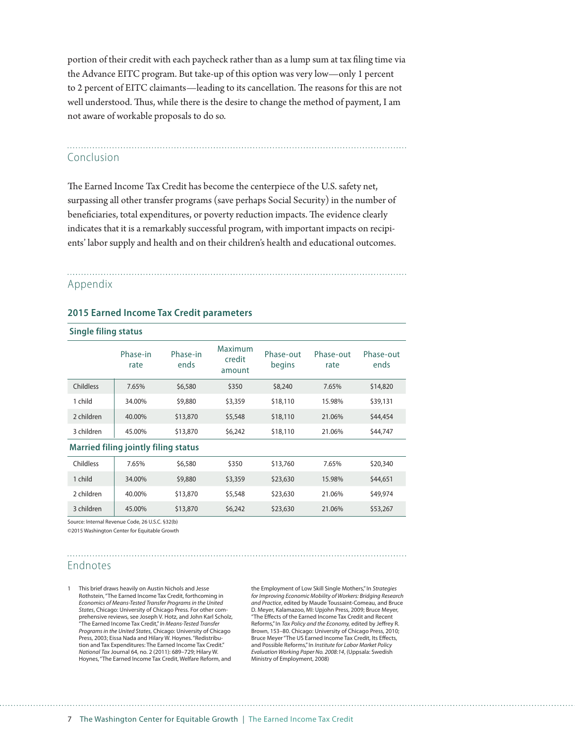portion of their credit with each paycheck rather than as a lump sum at tax filing time via the Advance EITC program. But take-up of this option was very low—only 1 percent to 2 percent of EITC claimants—leading to its cancellation. The reasons for this are not well understood. Thus, while there is the desire to change the method of payment, I am not aware of workable proposals to do so.

## Conclusion

The Earned Income Tax Credit has become the centerpiece of the U.S. safety net, surpassing all other transfer programs (save perhaps Social Security) in the number of beneficiaries, total expenditures, or poverty reduction impacts. The evidence clearly indicates that it is a remarkably successful program, with important impacts on recipients' labor supply and health and on their children's health and educational outcomes.

## Appendix

### 2015 Earned Income Tax Credit parameters

| | Phase-in rate | Phase-in ends | Maximum credit amount | Phase-out begins | Phase-out rate | Phase-out ends |
|---|---|---|---|---|---|---|
| **Single filing status** | | | | | | |
| Childless | 7.65% | $6,580 | $350 | $8,240 | 7.65% | $14,820 |
| 1 child | 34.00% | $9,880 | $3,359 | $18,110 | 15.98% | $39,131 |
| 2 children | 40.00% | $13,870 | $5,548 | $18,110 | 21.06% | $44,454 |
| 3 children | 45.00% | $13,870 | $6,242 | $18,110 | 21.06% | $44,747 |
| **Married filing jointly filing status** | | | | | | |
| Childless | 7.65% | $6,580 | $350 | $13,760 | 7.65% | $20,340 |
| 1 child | 34.00% | $9,880 | $3,359 | $23,630 | 15.98% | $44,651 |
| 2 children | 40.00% | $13,870 | $5,548 | $23,630 | 21.06% | $49,974 |
| 3 children | 45.00% | $13,870 | $6,242 | $23,630 | 21.06% | $53,267 |

Source: Internal Revenue Code, 26 U.S.C. §32(b)

©2015 Washington Center for Equitable Growth

## Endnotes

1 This brief draws heavily on Austin Nichols and Jesse Rothstein, "The Earned Income Tax Credit, forthcoming in *Economics of Means-Tested Transfer Programs in the United States*, Chicago: University of Chicago Press. For other comprehensive reviews, see Joseph V. Hotz, and John Karl Scholz, "The Earned Income Tax Credit," *In Means-Tested Transfer Programs in the United States*, Chicago: University of Chicago Press, 2003; Eissa Nada and Hilary W. Hoynes. "Redistribution and Tax Expenditures: The Earned Income Tax Credit." *National Tax* Journal 64, no. 2 (2011): 689–729; Hilary W. Hoynes, "The Earned Income Tax Credit, Welfare Reform, and the Employment of Low Skill Single Mothers," In *Strategies for Improving Economic Mobility of Workers: Bridging Research and Practice*, edited by Maude Toussaint-Comeau, and Bruce D. Meyer, Kalamazoo, MI: Upjohn Press, 2009; Bruce Meyer, "The Effects of the Earned Income Tax Credit and Recent Reforms," In *Tax Policy and the Economy,* edited by Jeffrey R. Brown, 153–80. Chicago: University of Chicago Press, 2010; Bruce Meyer "The US Earned Income Tax Credit, Its Effects, and Possible Reforms," In *Institute for Labor Market Policy Evaluation Working Paper No. 2008:14*, (Uppsala: Swedish Ministry of Employment, 2008)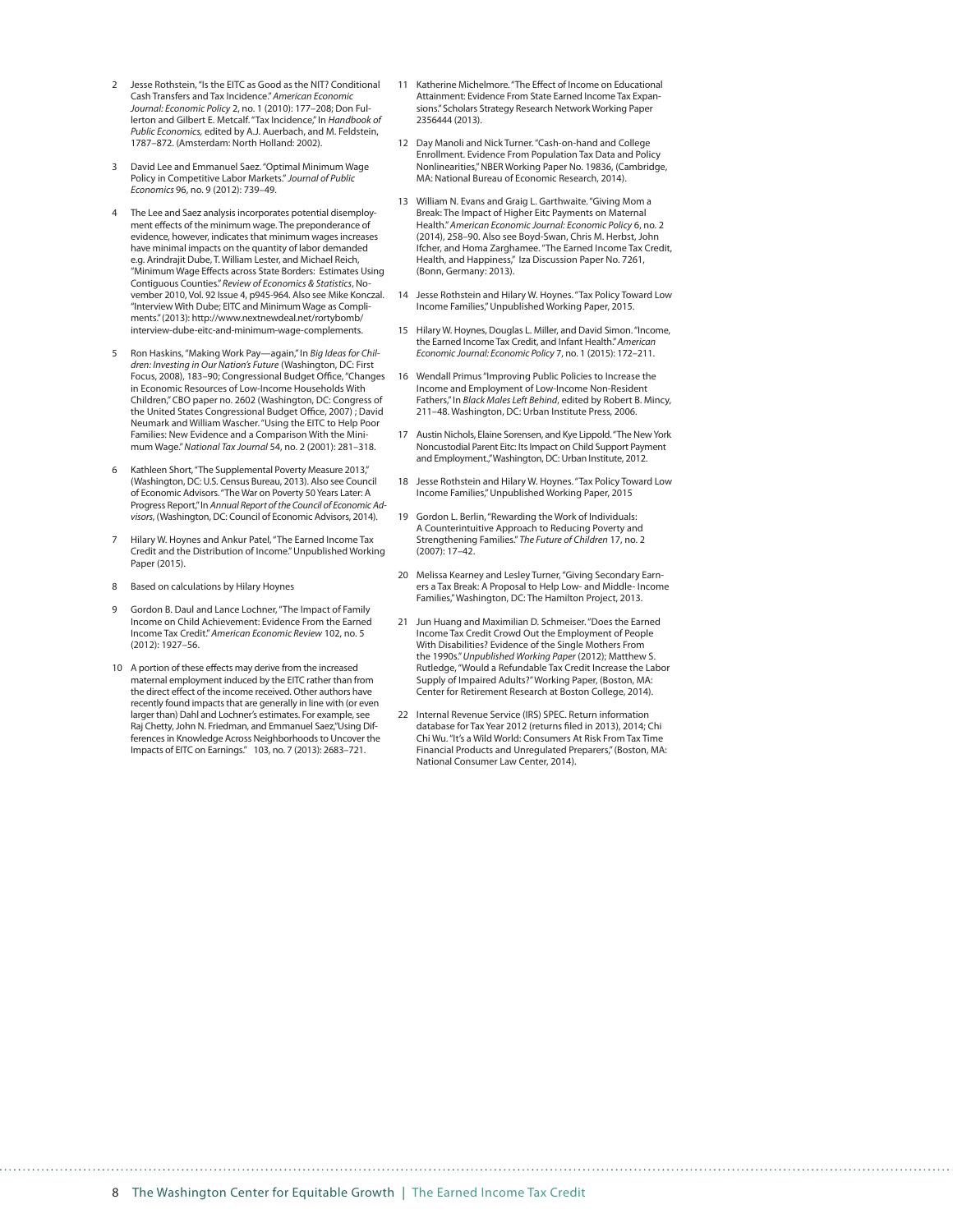2. Jesse Rothstein, "Is the EITC as Good as the NIT? Conditional Cash Transfers and Tax Incidence." *American Economic Journal: Economic Policy* 2, no. 1 (2010): 177–208; Don Fullerton and Gilbert E. Metcalf. "Tax Incidence," In *Handbook of Public Economics,* edited by A.J. Auerbach, and M. Feldstein, 1787–872. (Amsterdam: North Holland: 2002).

3. David Lee and Emmanuel Saez. "Optimal Minimum Wage Policy in Competitive Labor Markets." *Journal of Public Economics* 96, no. 9 (2012): 739–49.

4. The Lee and Saez analysis incorporates potential disemployment effects of the minimum wage. The preponderance of evidence, however, indicates that minimum wages increases have minimal impacts on the quantity of labor demanded e.g. Arindrajit Dube, T. William Lester, and Michael Reich, "Minimum Wage Effects across State Borders: Estimates Using Contiguous Counties." *Review of Economics & Statistics*, November 2010, Vol. 92 Issue 4, p945-964. Also see Mike Konczal. "Interview With Dube; EITC and Minimum Wage as Compliments." (2013): http://www.nextnewdeal.net/rortybomb/interview-dube-eitc-and-minimum-wage-complements.

5. Ron Haskins, "Making Work Pay—again," In *Big Ideas for Children: Investing in Our Nation's Future* (Washington, DC: First Focus, 2008), 183–90; Congressional Budget Office, "Changes in Economic Resources of Low-Income Households With Children," CBO paper no. 2602 (Washington, DC: Congress of the United States Congressional Budget Office, 2007) ; David Neumark and William Wascher. "Using the EITC to Help Poor Families: New Evidence and a Comparison With the Minimum Wage." *National Tax Journal* 54, no. 2 (2001): 281–318.

6. Kathleen Short, "The Supplemental Poverty Measure 2013," (Washington, DC: U.S. Census Bureau, 2013). Also see Council of Economic Advisors. "The War on Poverty 50 Years Later: A Progress Report," In *Annual Report of the Council of Economic Advisors*, (Washington, DC: Council of Economic Advisors, 2014).

7. Hilary W. Hoynes and Ankur Patel, "The Earned Income Tax Credit and the Distribution of Income." Unpublished Working Paper (2015).

8. Based on calculations by Hilary Hoynes

9. Gordon B. Daul and Lance Lochner, "The Impact of Family Income on Child Achievement: Evidence From the Earned Income Tax Credit." *American Economic Review* 102, no. 5 (2012): 1927–56.

10. A portion of these effects may derive from the increased maternal employment induced by the EITC rather than from the direct effect of the income received. Other authors have recently found impacts that are generally in line with (or even larger than) Dahl and Lochner's estimates. For example, see Raj Chetty, John N. Friedman, and Emmanuel Saez,"Using Differences in Knowledge Across Neighborhoods to Uncover the Impacts of EITC on Earnings." 103, no. 7 (2013): 2683–721.

11. Katherine Michelmore. "The Effect of Income on Educational Attainment: Evidence From State Earned Income Tax Expansions." Scholars Strategy Research Network Working Paper 2356444 (2013).

12. Day Manoli and Nick Turner. "Cash-on-hand and College Enrollment. Evidence From Population Tax Data and Policy Nonlinearities," NBER Working Paper No. 19836, (Cambridge, MA: National Bureau of Economic Research, 2014).

13. William N. Evans and Graig L. Garthwaite. "Giving Mom a Break: The Impact of Higher Eitc Payments on Maternal Health." *American Economic Journal: Economic Policy* 6, no. 2 (2014), 258–90. Also see Boyd-Swan, Chris M. Herbst, John Ifcher, and Homa Zarghamee. "The Earned Income Tax Credit, Health, and Happiness," Iza Discussion Paper No. 7261, (Bonn, Germany: 2013).

14. Jesse Rothstein and Hilary W. Hoynes. "Tax Policy Toward Low Income Families," Unpublished Working Paper, 2015.

15. Hilary W. Hoynes, Douglas L. Miller, and David Simon. "Income, the Earned Income Tax Credit, and Infant Health." *American Economic Journal: Economic Policy* 7, no. 1 (2015): 172–211.

16. Wendall Primus "Improving Public Policies to Increase the Income and Employment of Low-Income Non-Resident Fathers," In *Black Males Left Behind*, edited by Robert B. Mincy, 211–48. Washington, DC: Urban Institute Press, 2006.

17. Austin Nichols, Elaine Sorensen, and Kye Lippold. "The New York Noncustodial Parent Eitc: Its Impact on Child Support Payment and Employment.," Washington, DC: Urban Institute, 2012.

18. Jesse Rothstein and Hilary W. Hoynes. "Tax Policy Toward Low Income Families," Unpublished Working Paper, 2015

19. Gordon L. Berlin, "Rewarding the Work of Individuals: A Counterintuitive Approach to Reducing Poverty and Strengthening Families." *The Future of Children* 17, no. 2 (2007): 17–42.

20. Melissa Kearney and Lesley Turner, "Giving Secondary Earners a Tax Break: A Proposal to Help Low- and Middle- Income Families," Washington, DC: The Hamilton Project, 2013.

21. Jun Huang and Maximilian D. Schmeiser. "Does the Earned Income Tax Credit Crowd Out the Employment of People With Disabilities? Evidence of the Single Mothers From the 1990s." *Unpublished Working Paper* (2012); Matthew S. Rutledge, "Would a Refundable Tax Credit Increase the Labor Supply of Impaired Adults?" Working Paper, (Boston, MA: Center for Retirement Research at Boston College, 2014).

22. Internal Revenue Service (IRS) SPEC. Return information database for Tax Year 2012 (returns filed in 2013), 2014; Chi Chi Wu. "It's a Wild World: Consumers At Risk From Tax Time Financial Products and Unregulated Preparers," (Boston, MA: National Consumer Law Center, 2014).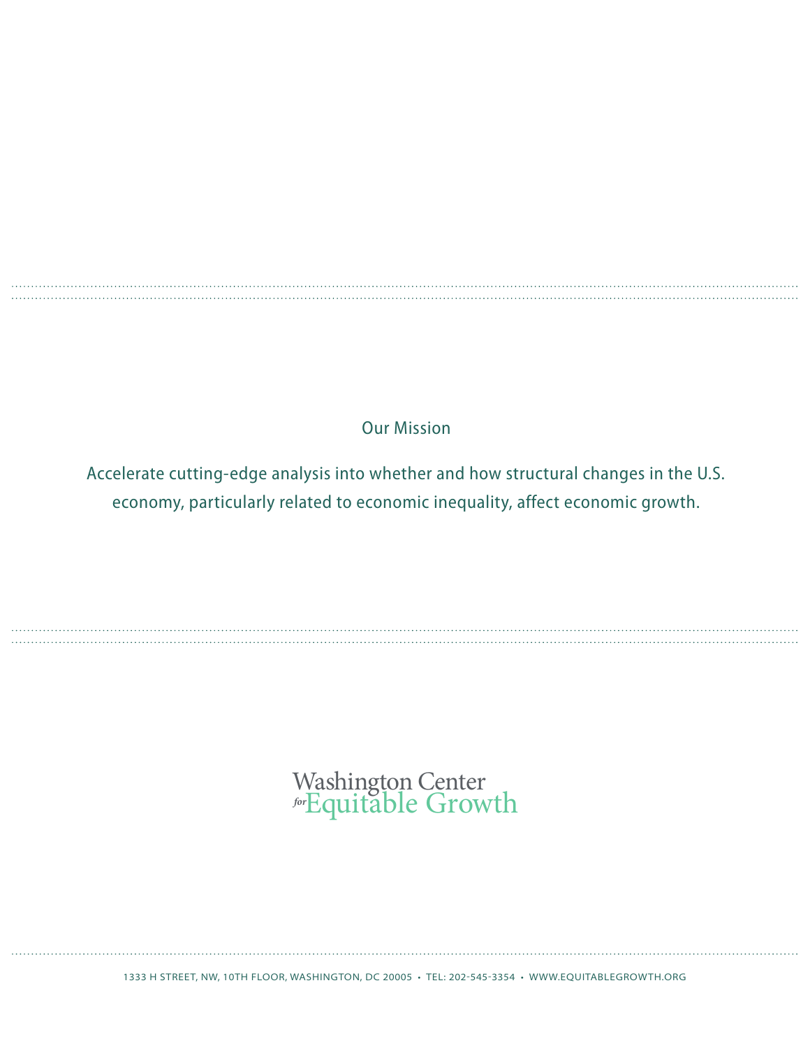## Our Mission

Accelerate cutting-edge analysis into whether and how structural changes in the U.S. economy, particularly related to economic inequality, affect economic growth.

Washington Center for Equitable Growth

1333 H STREET, NW, 10TH FLOOR, WASHINGTON, DC 20005 • TEL: 202-545-3354 • WWW.EQUITABLEGROWTH.ORG